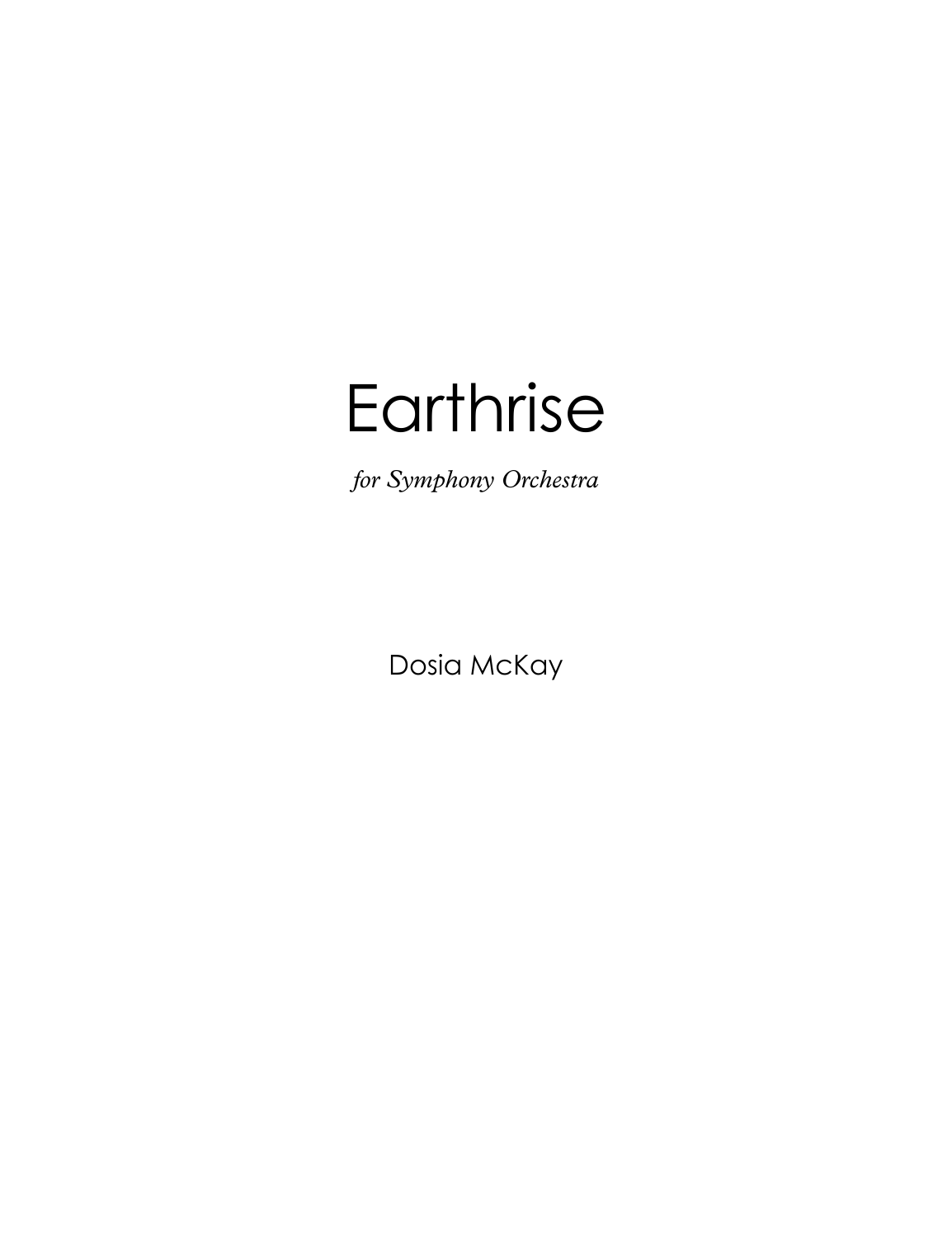# Earthrise

*for Symphony Orchestra*

Dosia McKay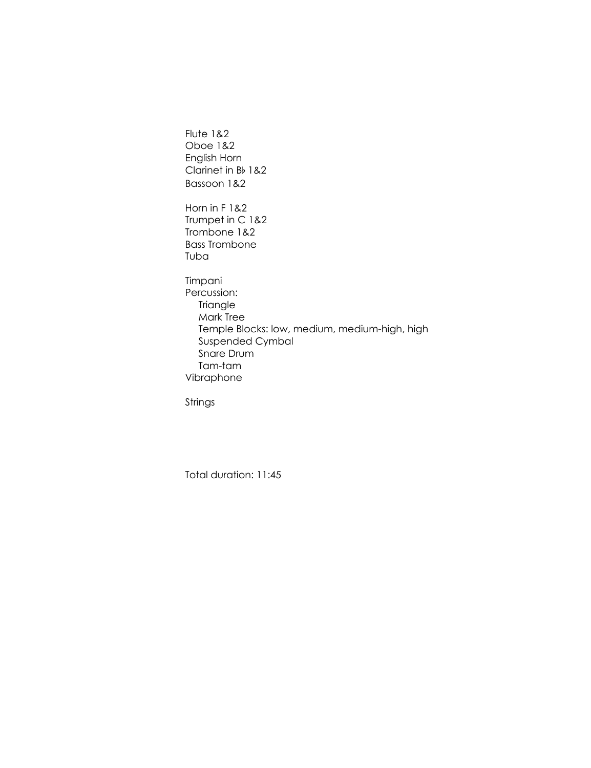Flute 1&2
Oboe 1&2
English Horn
Clarinet in B♭ 1&2
Bassoon 1&2

Horn in F 1&2
Trumpet in C 1&2
Trombone 1&2
Bass Trombone
Tuba

Timpani
Percussion:
- Triangle
- Mark Tree
- Temple Blocks: low, medium, medium-high, high
- Suspended Cymbal
- Snare Drum
- Tam-tam

Vibraphone

Strings

Total duration: 11:45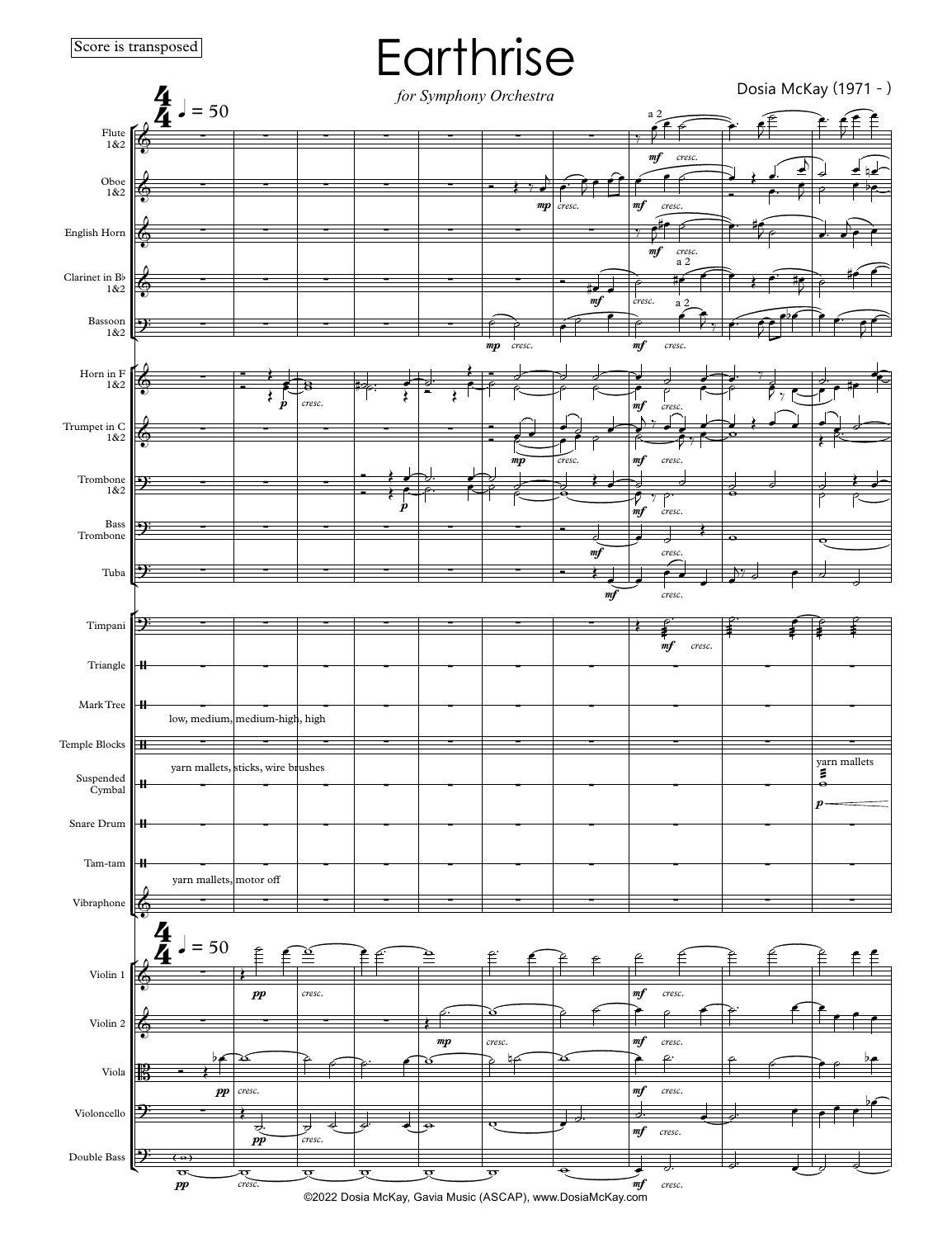Score is transposed

# Earthrise

*for Symphony Orchestra*

Dosia McKay (1971 - )

©2022 Dosia McKay, Gavia Music (ASCAP), www.DosiaMcKay.com